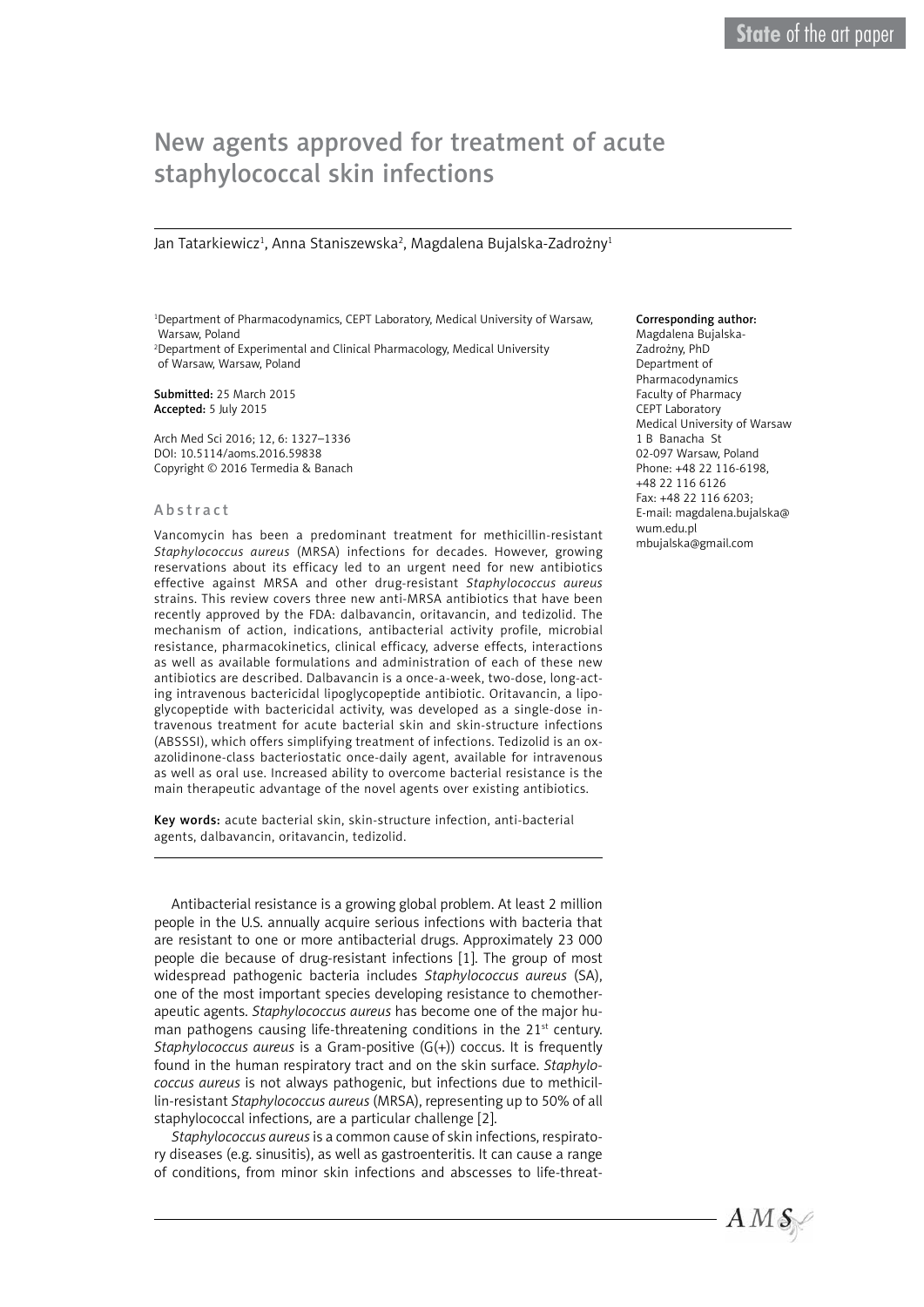# New agents approved for treatment of acute staphylococcal skin infections

Jan Tatarkiewicz[1], Anna Staniszewska[2], Magdalena Bujalska-Zadrożny[1]

[1]Department of Pharmacodynamics, CEPT Laboratory, Medical University of Warsaw, Warsaw, Poland
[2]Department of Experimental and Clinical Pharmacology, Medical University of Warsaw, Warsaw, Poland

**Submitted:** 25 March 2015
**Accepted:** 5 July 2015

Arch Med Sci 2016; 12, 6: 1327–1336
DOI: 10.5114/aoms.2016.59838
Copyright © 2016 Termedia & Banach

**Corresponding author:**
Magdalena Bujalska-Zadrożny, PhD
Department of Pharmacodynamics
Faculty of Pharmacy
CEPT Laboratory
Medical University of Warsaw
1 B Banacha St
02-097 Warsaw, Poland
Phone: +48 22 116-6198, +48 22 116 6126
Fax: +48 22 116 6203;
E-mail: magdalena.bujalska@wum.edu.pl
mbujalska@gmail.com

## Abstract

Vancomycin has been a predominant treatment for methicillin-resistant *Staphylococcus aureus* (MRSA) infections for decades. However, growing reservations about its efficacy led to an urgent need for new antibiotics effective against MRSA and other drug-resistant *Staphylococcus aureus* strains. This review covers three new anti-MRSA antibiotics that have been recently approved by the FDA: dalbavancin, oritavancin, and tedizolid. The mechanism of action, indications, antibacterial activity profile, microbial resistance, pharmacokinetics, clinical efficacy, adverse effects, interactions as well as available formulations and administration of each of these new antibiotics are described. Dalbavancin is a once-a-week, two-dose, long-acting intravenous bactericidal lipoglycopeptide antibiotic. Oritavancin, a lipoglycopeptide with bactericidal activity, was developed as a single-dose intravenous treatment for acute bacterial skin and skin-structure infections (ABSSSI), which offers simplifying treatment of infections. Tedizolid is an oxazolidinone-class bacteriostatic once-daily agent, available for intravenous as well as oral use. Increased ability to overcome bacterial resistance is the main therapeutic advantage of the novel agents over existing antibiotics.

**Key words:** acute bacterial skin, skin-structure infection, anti-bacterial agents, dalbavancin, oritavancin, tedizolid.

Antibacterial resistance is a growing global problem. At least 2 million people in the U.S. annually acquire serious infections with bacteria that are resistant to one or more antibacterial drugs. Approximately 23 000 people die because of drug-resistant infections [1]. The group of most widespread pathogenic bacteria includes *Staphylococcus aureus* (SA), one of the most important species developing resistance to chemotherapeutic agents. *Staphylococcus aureus* has become one of the major human pathogens causing life-threatening conditions in the 21st century. *Staphylococcus aureus* is a Gram-positive (G(+)) coccus. It is frequently found in the human respiratory tract and on the skin surface. *Staphylococcus aureus* is not always pathogenic, but infections due to methicillin-resistant *Staphylococcus aureus* (MRSA), representing up to 50% of all staphylococcal infections, are a particular challenge [2].

*Staphylococcus aureus* is a common cause of skin infections, respiratory diseases (e.g. sinusitis), as well as gastroenteritis. It can cause a range of conditions, from minor skin infections and abscesses to life-threat-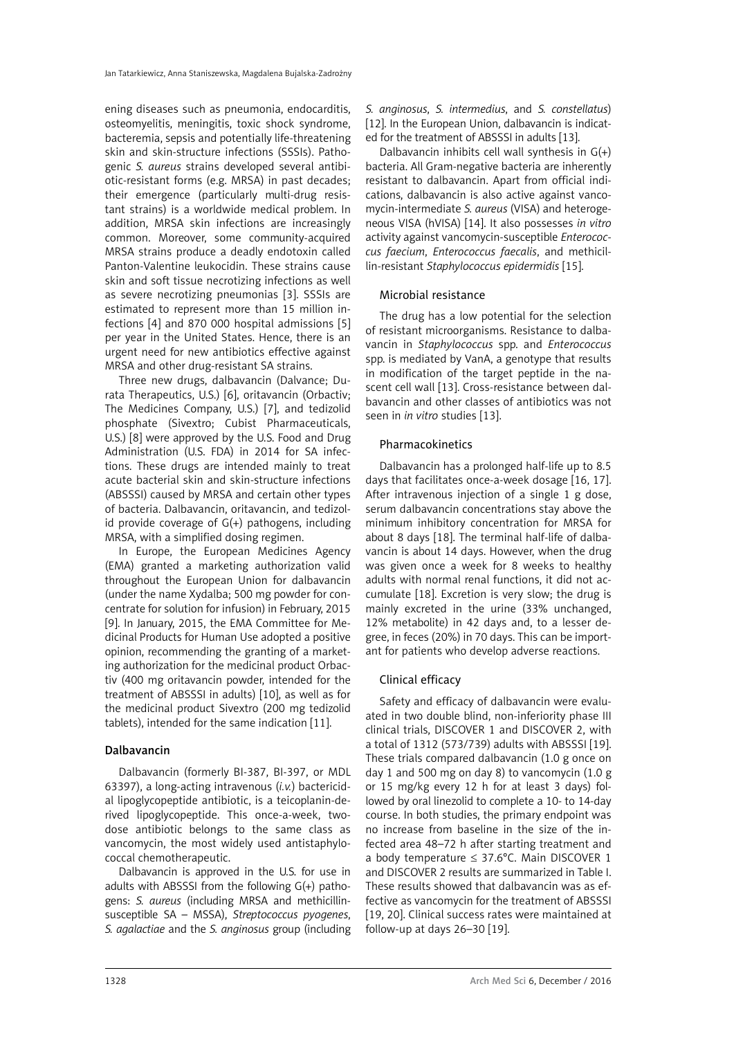ening diseases such as pneumonia, endocarditis, osteomyelitis, meningitis, toxic shock syndrome, bacteremia, sepsis and potentially life-threatening skin and skin-structure infections (SSSIs). Pathogenic *S. aureus* strains developed several antibiotic-resistant forms (e.g. MRSA) in past decades; their emergence (particularly multi-drug resistant strains) is a worldwide medical problem. In addition, MRSA skin infections are increasingly common. Moreover, some community-acquired MRSA strains produce a deadly endotoxin called Panton-Valentine leukocidin. These strains cause skin and soft tissue necrotizing infections as well as severe necrotizing pneumonias [3]. SSSIs are estimated to represent more than 15 million infections [4] and 870 000 hospital admissions [5] per year in the United States. Hence, there is an urgent need for new antibiotics effective against MRSA and other drug-resistant SA strains.

Three new drugs, dalbavancin (Dalvance; Durata Therapeutics, U.S.) [6], oritavancin (Orbactiv; The Medicines Company, U.S.) [7], and tedizolid phosphate (Sivextro; Cubist Pharmaceuticals, U.S.) [8] were approved by the U.S. Food and Drug Administration (U.S. FDA) in 2014 for SA infections. These drugs are intended mainly to treat acute bacterial skin and skin-structure infections (ABSSSI) caused by MRSA and certain other types of bacteria. Dalbavancin, oritavancin, and tedizolid provide coverage of G(+) pathogens, including MRSA, with a simplified dosing regimen.

In Europe, the European Medicines Agency (EMA) granted a marketing authorization valid throughout the European Union for dalbavancin (under the name Xydalba; 500 mg powder for concentrate for solution for infusion) in February, 2015 [9]. In January, 2015, the EMA Committee for Medicinal Products for Human Use adopted a positive opinion, recommending the granting of a marketing authorization for the medicinal product Orbactiv (400 mg oritavancin powder, intended for the treatment of ABSSSI in adults) [10], as well as for the medicinal product Sivextro (200 mg tedizolid tablets), intended for the same indication [11].

## Dalbavancin

Dalbavancin (formerly BI-387, BI-397, or MDL 63397), a long-acting intravenous (*i.v.*) bactericidal lipoglycopeptide antibiotic, is a teicoplanin-derived lipoglycopeptide. This once-a-week, two-dose antibiotic belongs to the same class as vancomycin, the most widely used antistaphylococcal chemotherapeutic.

Dalbavancin is approved in the U.S. for use in adults with ABSSSI from the following G(+) pathogens: *S. aureus* (including MRSA and methicillin-susceptible SA – MSSA), *Streptococcus pyogenes*, *S. agalactiae* and the *S. anginosus* group (including *S. anginosus*, *S. intermedius*, and *S. constellatus*) [12]. In the European Union, dalbavancin is indicated for the treatment of ABSSSI in adults [13].

Dalbavancin inhibits cell wall synthesis in G(+) bacteria. All Gram-negative bacteria are inherently resistant to dalbavancin. Apart from official indications, dalbavancin is also active against vancomycin-intermediate *S. aureus* (VISA) and heterogeneous VISA (hVISA) [14]. It also possesses *in vitro* activity against vancomycin-susceptible *Enterococcus faecium*, *Enterococcus faecalis*, and methicillin-resistant *Staphylococcus epidermidis* [15].

### Microbial resistance

The drug has a low potential for the selection of resistant microorganisms. Resistance to dalbavancin in *Staphylococcus* spp. and *Enterococcus* spp. is mediated by VanA, a genotype that results in modification of the target peptide in the nascent cell wall [13]. Cross-resistance between dalbavancin and other classes of antibiotics was not seen in *in vitro* studies [13].

### Pharmacokinetics

Dalbavancin has a prolonged half-life up to 8.5 days that facilitates once-a-week dosage [16, 17]. After intravenous injection of a single 1 g dose, serum dalbavancin concentrations stay above the minimum inhibitory concentration for MRSA for about 8 days [18]. The terminal half-life of dalbavancin is about 14 days. However, when the drug was given once a week for 8 weeks to healthy adults with normal renal functions, it did not accumulate [18]. Excretion is very slow; the drug is mainly excreted in the urine (33% unchanged, 12% metabolite) in 42 days and, to a lesser degree, in feces (20%) in 70 days. This can be important for patients who develop adverse reactions.

### Clinical efficacy

Safety and efficacy of dalbavancin were evaluated in two double blind, non-inferiority phase III clinical trials, DISCOVER 1 and DISCOVER 2, with a total of 1312 (573/739) adults with ABSSSI [19]. These trials compared dalbavancin (1.0 g once on day 1 and 500 mg on day 8) to vancomycin (1.0 g or 15 mg/kg every 12 h for at least 3 days) followed by oral linezolid to complete a 10- to 14-day course. In both studies, the primary endpoint was no increase from baseline in the size of the infected area 48–72 h after starting treatment and a body temperature ≤ 37.6°C. Main DISCOVER 1 and DISCOVER 2 results are summarized in Table I. These results showed that dalbavancin was as effective as vancomycin for the treatment of ABSSSI [19, 20]. Clinical success rates were maintained at follow-up at days 26–30 [19].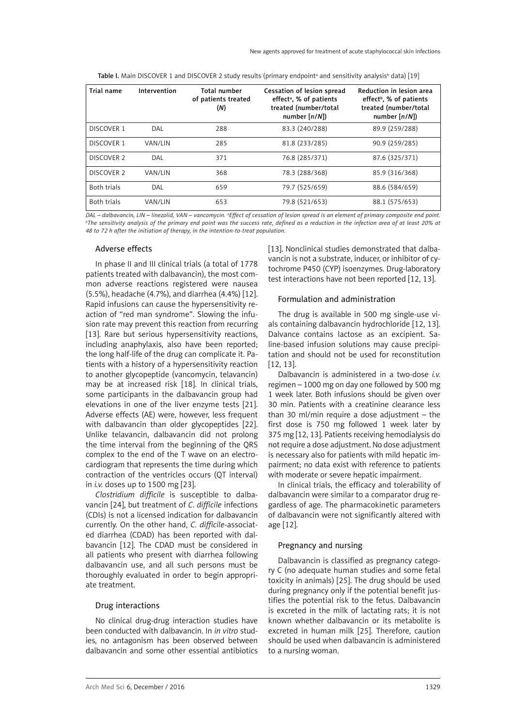Table I. Main DISCOVER 1 and DISCOVER 2 study results (primary endpoint[a] and sensitivity analysis[b] data) [19]

| Trial name | Intervention | Total number of patients treated (*N*) | Cessation of lesion spread effect[a], % of patients treated (number/total number [*n*/*N*]) | Reduction in lesion area effect[b], % of patients treated (number/total number [*n*/*N*]) |
|---|---|---|---|---|
| DISCOVER 1 | DAL | 288 | 83.3 (240/288) | 89.9 (259/288) |
| DISCOVER 1 | VAN/LIN | 285 | 81.8 (233/285) | 90.9 (259/285) |
| DISCOVER 2 | DAL | 371 | 76.8 (285/371) | 87.6 (325/371) |
| DISCOVER 2 | VAN/LIN | 368 | 78.3 (288/368) | 85.9 (316/368) |
| Both trials | DAL | 659 | 79.7 (525/659) | 88.6 (584/659) |
| Both trials | VAN/LIN | 653 | 79.8 (521/653) | 88.1 (575/653) |

*DAL – dalbavancin, LIN – linezolid, VAN – vancomycin. [a]Effect of cessation of lesion spread is an element of primary composite end point. [b]The sensitivity analysis of the primary end point was the success rate, defined as a reduction in the infection area of at least 20% at 48 to 72 h after the initiation of therapy, in the intention-to-treat population.*

### Adverse effects

In phase II and III clinical trials (a total of 1778 patients treated with dalbavancin), the most common adverse reactions registered were nausea (5.5%), headache (4.7%), and diarrhea (4.4%) [12]. Rapid infusions can cause the hypersensitivity reaction of "red man syndrome". Slowing the infusion rate may prevent this reaction from recurring [13]. Rare but serious hypersensitivity reactions, including anaphylaxis, also have been reported; the long half-life of the drug can complicate it. Patients with a history of a hypersensitivity reaction to another glycopeptide (vancomycin, telavancin) may be at increased risk [18]. In clinical trials, some participants in the dalbavancin group had elevations in one of the liver enzyme tests [21]. Adverse effects (AE) were, however, less frequent with dalbavancin than older glycopeptides [22]. Unlike telavancin, dalbavancin did not prolong the time interval from the beginning of the QRS complex to the end of the T wave on an electrocardiogram that represents the time during which contraction of the ventricles occurs (QT interval) in *i.v.* doses up to 1500 mg [23].

*Clostridium difficile* is susceptible to dalbavancin [24], but treatment of *C. difficile* infections (CDIs) is not a licensed indication for dalbavancin currently. On the other hand, *C. difficile*-associated diarrhea (CDAD) has been reported with dalbavancin [12]. The CDAD must be considered in all patients who present with diarrhea following dalbavancin use, and all such persons must be thoroughly evaluated in order to begin appropriate treatment.

### Drug interactions

No clinical drug-drug interaction studies have been conducted with dalbavancin. In *in vitro* studies, no antagonism has been observed between dalbavancin and some other essential antibiotics [13]. Nonclinical studies demonstrated that dalbavancin is not a substrate, inducer, or inhibitor of cytochrome P450 (CYP) isoenzymes. Drug-laboratory test interactions have not been reported [12, 13].

### Formulation and administration

The drug is available in 500 mg single-use vials containing dalbavancin hydrochloride [12, 13]. Dalvance contains lactose as an excipient. Saline-based infusion solutions may cause precipitation and should not be used for reconstitution [12, 13].

Dalbavancin is administered in a two-dose *i.v.* regimen – 1000 mg on day one followed by 500 mg 1 week later. Both infusions should be given over 30 min. Patients with a creatinine clearance less than 30 ml/min require a dose adjustment – the first dose is 750 mg followed 1 week later by 375 mg [12, 13]. Patients receiving hemodialysis do not require a dose adjustment. No dose adjustment is necessary also for patients with mild hepatic impairment; no data exist with reference to patients with moderate or severe hepatic impairment.

In clinical trials, the efficacy and tolerability of dalbavancin were similar to a comparator drug regardless of age. The pharmacokinetic parameters of dalbavancin were not significantly altered with age [12].

### Pregnancy and nursing

Dalbavancin is classified as pregnancy category C (no adequate human studies and some fetal toxicity in animals) [25]. The drug should be used during pregnancy only if the potential benefit justifies the potential risk to the fetus. Dalbavancin is excreted in the milk of lactating rats; it is not known whether dalbavancin or its metabolite is excreted in human milk [25]. Therefore, caution should be used when dalbavancin is administered to a nursing woman.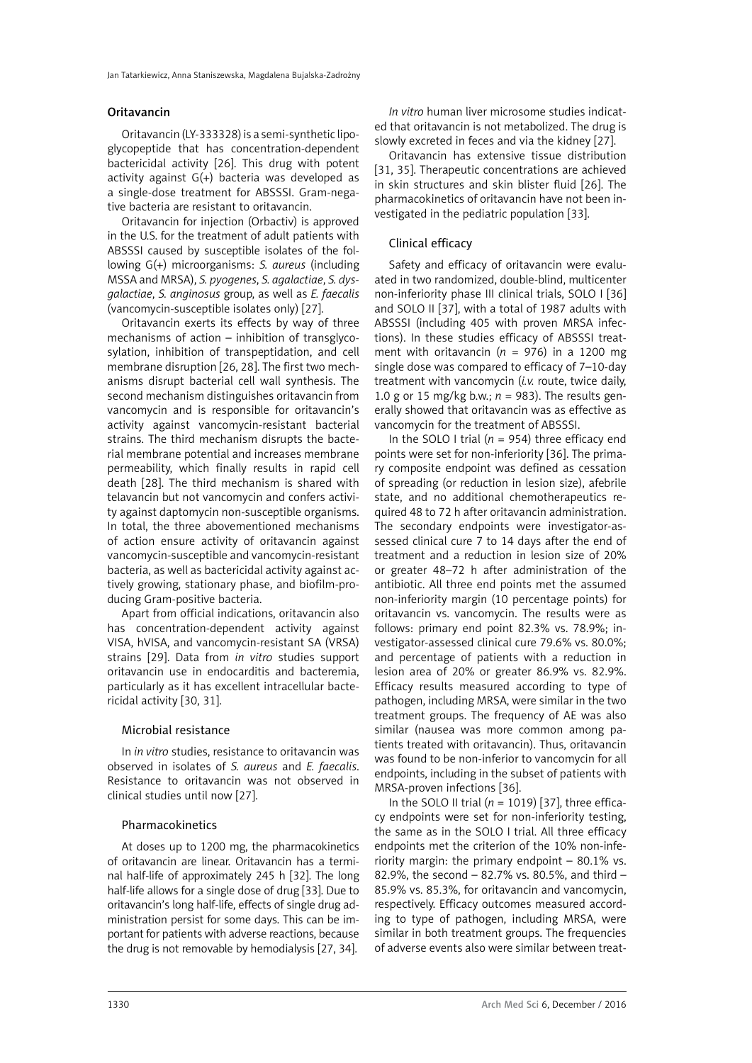## Oritavancin

Oritavancin (LY-333328) is a semi-synthetic lipoglycopeptide that has concentration-dependent bactericidal activity [26]. This drug with potent activity against G(+) bacteria was developed as a single-dose treatment for ABSSSI. Gram-negative bacteria are resistant to oritavancin.

Oritavancin for injection (Orbactiv) is approved in the U.S. for the treatment of adult patients with ABSSSI caused by susceptible isolates of the following G(+) microorganisms: *S. aureus* (including MSSA and MRSA), *S. pyogenes*, *S. agalactiae*, *S. dysgalactiae*, *S. anginosus* group, as well as *E. faecalis* (vancomycin-susceptible isolates only) [27].

Oritavancin exerts its effects by way of three mechanisms of action – inhibition of transglycosylation, inhibition of transpeptidation, and cell membrane disruption [26, 28]. The first two mechanisms disrupt bacterial cell wall synthesis. The second mechanism distinguishes oritavancin from vancomycin and is responsible for oritavancin's activity against vancomycin-resistant bacterial strains. The third mechanism disrupts the bacterial membrane potential and increases membrane permeability, which finally results in rapid cell death [28]. The third mechanism is shared with telavancin but not vancomycin and confers activity against daptomycin non-susceptible organisms. In total, the three abovementioned mechanisms of action ensure activity of oritavancin against vancomycin-susceptible and vancomycin-resistant bacteria, as well as bactericidal activity against actively growing, stationary phase, and biofilm-producing Gram-positive bacteria.

Apart from official indications, oritavancin also has concentration-dependent activity against VISA, hVISA, and vancomycin-resistant SA (VRSA) strains [29]. Data from *in vitro* studies support oritavancin use in endocarditis and bacteremia, particularly as it has excellent intracellular bactericidal activity [30, 31].

### Microbial resistance

In *in vitro* studies, resistance to oritavancin was observed in isolates of *S. aureus* and *E. faecalis*. Resistance to oritavancin was not observed in clinical studies until now [27].

### Pharmacokinetics

At doses up to 1200 mg, the pharmacokinetics of oritavancin are linear. Oritavancin has a terminal half-life of approximately 245 h [32]. The long half-life allows for a single dose of drug [33]. Due to oritavancin's long half-life, effects of single drug administration persist for some days. This can be important for patients with adverse reactions, because the drug is not removable by hemodialysis [27, 34].

*In vitro* human liver microsome studies indicated that oritavancin is not metabolized. The drug is slowly excreted in feces and via the kidney [27].

Oritavancin has extensive tissue distribution [31, 35]. Therapeutic concentrations are achieved in skin structures and skin blister fluid [26]. The pharmacokinetics of oritavancin have not been investigated in the pediatric population [33].

### Clinical efficacy

Safety and efficacy of oritavancin were evaluated in two randomized, double-blind, multicenter non-inferiority phase III clinical trials, SOLO I [36] and SOLO II [37], with a total of 1987 adults with ABSSSI (including 405 with proven MRSA infections). In these studies efficacy of ABSSSI treatment with oritavancin ($n$ = 976) in a 1200 mg single dose was compared to efficacy of 7–10-day treatment with vancomycin (*i.v.* route, twice daily, 1.0 g or 15 mg/kg b.w.; $n$ = 983). The results generally showed that oritavancin was as effective as vancomycin for the treatment of ABSSSI.

In the SOLO I trial ($n$ = 954) three efficacy end points were set for non-inferiority [36]. The primary composite endpoint was defined as cessation of spreading (or reduction in lesion size), afebrile state, and no additional chemotherapeutics required 48 to 72 h after oritavancin administration. The secondary endpoints were investigator-assessed clinical cure 7 to 14 days after the end of treatment and a reduction in lesion size of 20% or greater 48–72 h after administration of the antibiotic. All three end points met the assumed non-inferiority margin (10 percentage points) for oritavancin vs. vancomycin. The results were as follows: primary end point 82.3% vs. 78.9%; investigator-assessed clinical cure 79.6% vs. 80.0%; and percentage of patients with a reduction in lesion area of 20% or greater 86.9% vs. 82.9%. Efficacy results measured according to type of pathogen, including MRSA, were similar in the two treatment groups. The frequency of AE was also similar (nausea was more common among patients treated with oritavancin). Thus, oritavancin was found to be non-inferior to vancomycin for all endpoints, including in the subset of patients with MRSA-proven infections [36].

In the SOLO II trial ($n$ = 1019) [37], three efficacy endpoints were set for non-inferiority testing, the same as in the SOLO I trial. All three efficacy endpoints met the criterion of the 10% non-inferiority margin: the primary endpoint – 80.1% vs. 82.9%, the second – 82.7% vs. 80.5%, and third – 85.9% vs. 85.3%, for oritavancin and vancomycin, respectively. Efficacy outcomes measured according to type of pathogen, including MRSA, were similar in both treatment groups. The frequencies of adverse events also were similar between treat-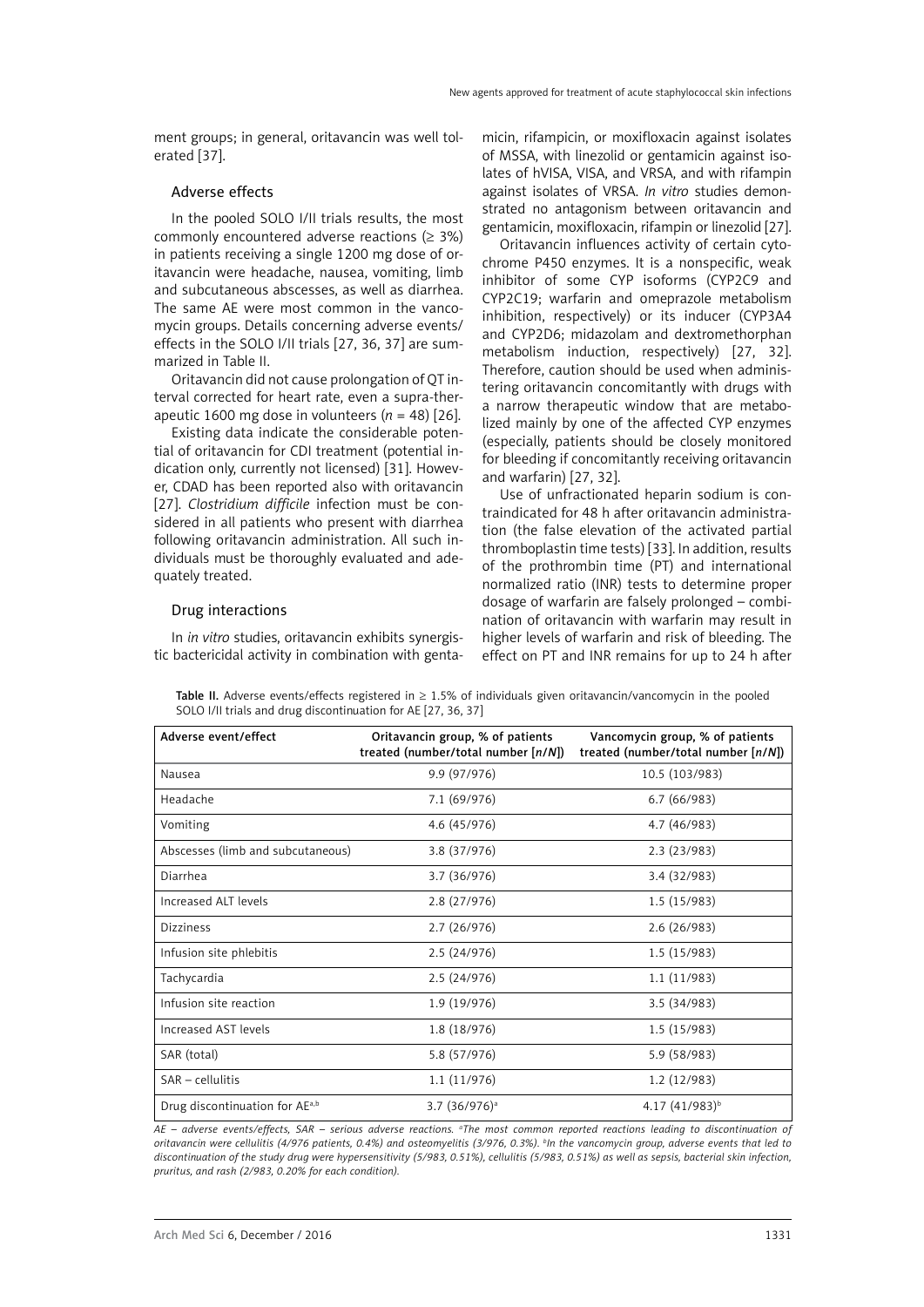ment groups; in general, oritavancin was well tolerated [37].

### Adverse effects

In the pooled SOLO I/II trials results, the most commonly encountered adverse reactions (≥ 3%) in patients receiving a single 1200 mg dose of oritavancin were headache, nausea, vomiting, limb and subcutaneous abscesses, as well as diarrhea. The same AE were most common in the vancomycin groups. Details concerning adverse events/effects in the SOLO I/II trials [27, 36, 37] are summarized in Table II.

Oritavancin did not cause prolongation of QT interval corrected for heart rate, even a supra-therapeutic 1600 mg dose in volunteers ($n$ = 48) [26].

Existing data indicate the considerable potential of oritavancin for CDI treatment (potential indication only, currently not licensed) [31]. However, CDAD has been reported also with oritavancin [27]. *Clostridium difficile* infection must be considered in all patients who present with diarrhea following oritavancin administration. All such individuals must be thoroughly evaluated and adequately treated.

### Drug interactions

In *in vitro* studies, oritavancin exhibits synergistic bactericidal activity in combination with gentamicin, rifampicin, or moxifloxacin against isolates of MSSA, with linezolid or gentamicin against isolates of hVISA, VISA, and VRSA, and with rifampin against isolates of VRSA. *In vitro* studies demonstrated no antagonism between oritavancin and gentamicin, moxifloxacin, rifampin or linezolid [27].

Oritavancin influences activity of certain cytochrome P450 enzymes. It is a nonspecific, weak inhibitor of some CYP isoforms (CYP2C9 and CYP2C19; warfarin and omeprazole metabolism inhibition, respectively) or its inducer (CYP3A4 and CYP2D6; midazolam and dextromethorphan metabolism induction, respectively) [27, 32]. Therefore, caution should be used when administering oritavancin concomitantly with drugs with a narrow therapeutic window that are metabolized mainly by one of the affected CYP enzymes (especially, patients should be closely monitored for bleeding if concomitantly receiving oritavancin and warfarin) [27, 32].

Use of unfractionated heparin sodium is contraindicated for 48 h after oritavancin administration (the false elevation of the activated partial thromboplastin time tests) [33]. In addition, results of the prothrombin time (PT) and international normalized ratio (INR) tests to determine proper dosage of warfarin are falsely prolonged – combination of oritavancin with warfarin may result in higher levels of warfarin and risk of bleeding. The effect on PT and INR remains for up to 24 h after

**Table II.** Adverse events/effects registered in ≥ 1.5% of individuals given oritavancin/vancomycin in the pooled SOLO I/II trials and drug discontinuation for AE [27, 36, 37]

| Adverse event/effect | Oritavancin group, % of patients treated (number/total number [$n/N$]) | Vancomycin group, % of patients treated (number/total number [$n/N$]) |
|---|---|---|
| Nausea | 9.9 (97/976) | 10.5 (103/983) |
| Headache | 7.1 (69/976) | 6.7 (66/983) |
| Vomiting | 4.6 (45/976) | 4.7 (46/983) |
| Abscesses (limb and subcutaneous) | 3.8 (37/976) | 2.3 (23/983) |
| Diarrhea | 3.7 (36/976) | 3.4 (32/983) |
| Increased ALT levels | 2.8 (27/976) | 1.5 (15/983) |
| Dizziness | 2.7 (26/976) | 2.6 (26/983) |
| Infusion site phlebitis | 2.5 (24/976) | 1.5 (15/983) |
| Tachycardia | 2.5 (24/976) | 1.1 (11/983) |
| Infusion site reaction | 1.9 (19/976) | 3.5 (34/983) |
| Increased AST levels | 1.8 (18/976) | 1.5 (15/983) |
| SAR (total) | 5.8 (57/976) | 5.9 (58/983) |
| SAR – cellulitis | 1.1 (11/976) | 1.2 (12/983) |
| Drug discontinuation for AE[a,b] | 3.7 (36/976)[a] | 4.17 (41/983)[b] |

*AE – adverse events/effects, SAR – serious adverse reactions. [a]The most common reported reactions leading to discontinuation of oritavancin were cellulitis (4/976 patients, 0.4%) and osteomyelitis (3/976, 0.3%). [b]In the vancomycin group, adverse events that led to discontinuation of the study drug were hypersensitivity (5/983, 0.51%), cellulitis (5/983, 0.51%) as well as sepsis, bacterial skin infection, pruritus, and rash (2/983, 0.20% for each condition).*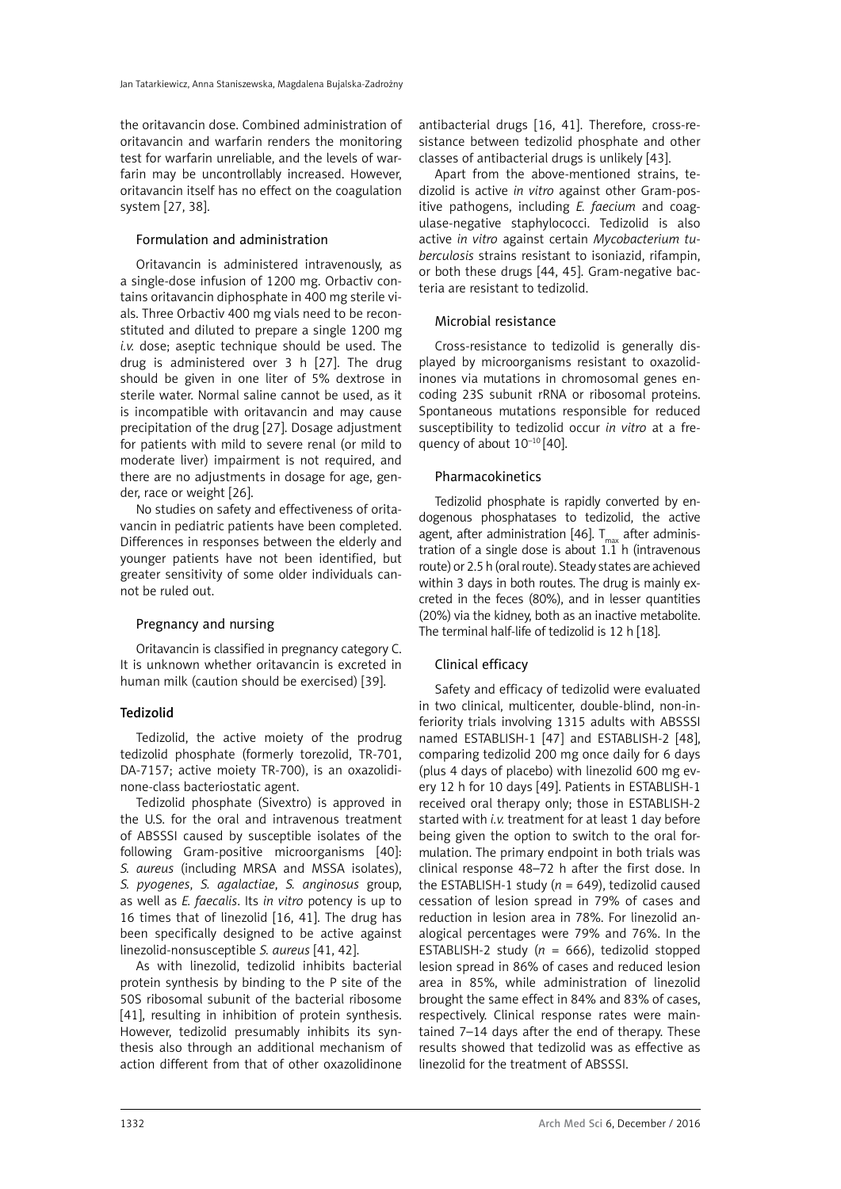the oritavancin dose. Combined administration of oritavancin and warfarin renders the monitoring test for warfarin unreliable, and the levels of warfarin may be uncontrollably increased. However, oritavancin itself has no effect on the coagulation system [27, 38].

### Formulation and administration

Oritavancin is administered intravenously, as a single-dose infusion of 1200 mg. Orbactiv contains oritavancin diphosphate in 400 mg sterile vials. Three Orbactiv 400 mg vials need to be reconstituted and diluted to prepare a single 1200 mg *i.v.* dose; aseptic technique should be used. The drug is administered over 3 h [27]. The drug should be given in one liter of 5% dextrose in sterile water. Normal saline cannot be used, as it is incompatible with oritavancin and may cause precipitation of the drug [27]. Dosage adjustment for patients with mild to severe renal (or mild to moderate liver) impairment is not required, and there are no adjustments in dosage for age, gender, race or weight [26].

No studies on safety and effectiveness of oritavancin in pediatric patients have been completed. Differences in responses between the elderly and younger patients have not been identified, but greater sensitivity of some older individuals cannot be ruled out.

### Pregnancy and nursing

Oritavancin is classified in pregnancy category C. It is unknown whether oritavancin is excreted in human milk (caution should be exercised) [39].

## Tedizolid

Tedizolid, the active moiety of the prodrug tedizolid phosphate (formerly torezolid, TR-701, DA-7157; active moiety TR-700), is an oxazolidinone-class bacteriostatic agent.

Tedizolid phosphate (Sivextro) is approved in the U.S. for the oral and intravenous treatment of ABSSSI caused by susceptible isolates of the following Gram-positive microorganisms [40]: *S. aureus* (including MRSA and MSSA isolates), *S. pyogenes*, *S. agalactiae*, *S. anginosus* group, as well as *E. faecalis*. Its *in vitro* potency is up to 16 times that of linezolid [16, 41]. The drug has been specifically designed to be active against linezolid-nonsusceptible *S. aureus* [41, 42].

As with linezolid, tedizolid inhibits bacterial protein synthesis by binding to the P site of the 50S ribosomal subunit of the bacterial ribosome [41], resulting in inhibition of protein synthesis. However, tedizolid presumably inhibits its synthesis also through an additional mechanism of action different from that of other oxazolidinone antibacterial drugs [16, 41]. Therefore, cross-resistance between tedizolid phosphate and other classes of antibacterial drugs is unlikely [43].

Apart from the above-mentioned strains, tedizolid is active *in vitro* against other Gram-positive pathogens, including *E. faecium* and coagulase-negative staphylococci. Tedizolid is also active *in vitro* against certain *Mycobacterium tuberculosis* strains resistant to isoniazid, rifampin, or both these drugs [44, 45]. Gram-negative bacteria are resistant to tedizolid.

### Microbial resistance

Cross-resistance to tedizolid is generally displayed by microorganisms resistant to oxazolidinones via mutations in chromosomal genes encoding 23S subunit rRNA or ribosomal proteins. Spontaneous mutations responsible for reduced susceptibility to tedizolid occur *in vitro* at a frequency of about $10^{-10}$ [40].

### Pharmacokinetics

Tedizolid phosphate is rapidly converted by endogenous phosphatases to tedizolid, the active agent, after administration [46]. $T_{max}$ after administration of a single dose is about 1.1 h (intravenous route) or 2.5 h (oral route). Steady states are achieved within 3 days in both routes. The drug is mainly excreted in the feces (80%), and in lesser quantities (20%) via the kidney, both as an inactive metabolite. The terminal half-life of tedizolid is 12 h [18].

### Clinical efficacy

Safety and efficacy of tedizolid were evaluated in two clinical, multicenter, double-blind, non-inferiority trials involving 1315 adults with ABSSSI named ESTABLISH-1 [47] and ESTABLISH-2 [48], comparing tedizolid 200 mg once daily for 6 days (plus 4 days of placebo) with linezolid 600 mg every 12 h for 10 days [49]. Patients in ESTABLISH-1 received oral therapy only; those in ESTABLISH-2 started with *i.v.* treatment for at least 1 day before being given the option to switch to the oral formulation. The primary endpoint in both trials was clinical response 48–72 h after the first dose. In the ESTABLISH-1 study ($n$ = 649), tedizolid caused cessation of lesion spread in 79% of cases and reduction in lesion area in 78%. For linezolid analogical percentages were 79% and 76%. In the ESTABLISH-2 study ($n$ = 666), tedizolid stopped lesion spread in 86% of cases and reduced lesion area in 85%, while administration of linezolid brought the same effect in 84% and 83% of cases, respectively. Clinical response rates were maintained 7–14 days after the end of therapy. These results showed that tedizolid was as effective as linezolid for the treatment of ABSSSI.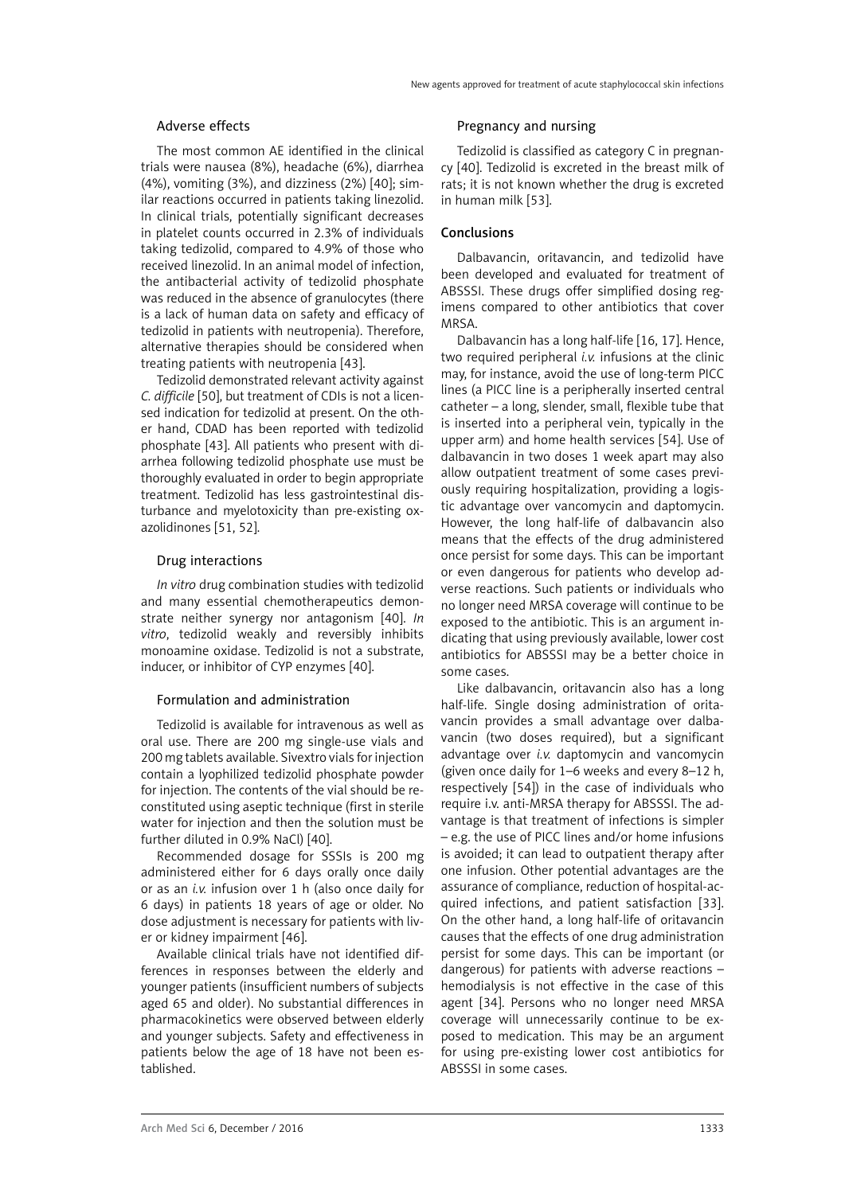### Adverse effects

The most common AE identified in the clinical trials were nausea (8%), headache (6%), diarrhea (4%), vomiting (3%), and dizziness (2%) [40]; similar reactions occurred in patients taking linezolid. In clinical trials, potentially significant decreases in platelet counts occurred in 2.3% of individuals taking tedizolid, compared to 4.9% of those who received linezolid. In an animal model of infection, the antibacterial activity of tedizolid phosphate was reduced in the absence of granulocytes (there is a lack of human data on safety and efficacy of tedizolid in patients with neutropenia). Therefore, alternative therapies should be considered when treating patients with neutropenia [43].

Tedizolid demonstrated relevant activity against *C. difficile* [50], but treatment of CDIs is not a licensed indication for tedizolid at present. On the other hand, CDAD has been reported with tedizolid phosphate [43]. All patients who present with diarrhea following tedizolid phosphate use must be thoroughly evaluated in order to begin appropriate treatment. Tedizolid has less gastrointestinal disturbance and myelotoxicity than pre-existing oxazolidinones [51, 52].

### Drug interactions

*In vitro* drug combination studies with tedizolid and many essential chemotherapeutics demonstrate neither synergy nor antagonism [40]. *In vitro*, tedizolid weakly and reversibly inhibits monoamine oxidase. Tedizolid is not a substrate, inducer, or inhibitor of CYP enzymes [40].

### Formulation and administration

Tedizolid is available for intravenous as well as oral use. There are 200 mg single-use vials and 200 mg tablets available. Sivextro vials for injection contain a lyophilized tedizolid phosphate powder for injection. The contents of the vial should be reconstituted using aseptic technique (first in sterile water for injection and then the solution must be further diluted in 0.9% NaCl) [40].

Recommended dosage for SSSIs is 200 mg administered either for 6 days orally once daily or as an *i.v.* infusion over 1 h (also once daily for 6 days) in patients 18 years of age or older. No dose adjustment is necessary for patients with liver or kidney impairment [46].

Available clinical trials have not identified differences in responses between the elderly and younger patients (insufficient numbers of subjects aged 65 and older). No substantial differences in pharmacokinetics were observed between elderly and younger subjects. Safety and effectiveness in patients below the age of 18 have not been established.

### Pregnancy and nursing

Tedizolid is classified as category C in pregnancy [40]. Tedizolid is excreted in the breast milk of rats; it is not known whether the drug is excreted in human milk [53].

## Conclusions

Dalbavancin, oritavancin, and tedizolid have been developed and evaluated for treatment of ABSSSI. These drugs offer simplified dosing regimens compared to other antibiotics that cover MRSA.

Dalbavancin has a long half-life [16, 17]. Hence, two required peripheral *i.v.* infusions at the clinic may, for instance, avoid the use of long-term PICC lines (a PICC line is a peripherally inserted central catheter – a long, slender, small, flexible tube that is inserted into a peripheral vein, typically in the upper arm) and home health services [54]. Use of dalbavancin in two doses 1 week apart may also allow outpatient treatment of some cases previously requiring hospitalization, providing a logistic advantage over vancomycin and daptomycin. However, the long half-life of dalbavancin also means that the effects of the drug administered once persist for some days. This can be important or even dangerous for patients who develop adverse reactions. Such patients or individuals who no longer need MRSA coverage will continue to be exposed to the antibiotic. This is an argument indicating that using previously available, lower cost antibiotics for ABSSSI may be a better choice in some cases.

Like dalbavancin, oritavancin also has a long half-life. Single dosing administration of oritavancin provides a small advantage over dalbavancin (two doses required), but a significant advantage over *i.v.* daptomycin and vancomycin (given once daily for 1–6 weeks and every 8–12 h, respectively [54]) in the case of individuals who require i.v. anti-MRSA therapy for ABSSSI. The advantage is that treatment of infections is simpler – e.g. the use of PICC lines and/or home infusions is avoided; it can lead to outpatient therapy after one infusion. Other potential advantages are the assurance of compliance, reduction of hospital-acquired infections, and patient satisfaction [33]. On the other hand, a long half-life of oritavancin causes that the effects of one drug administration persist for some days. This can be important (or dangerous) for patients with adverse reactions – hemodialysis is not effective in the case of this agent [34]. Persons who no longer need MRSA coverage will unnecessarily continue to be exposed to medication. This may be an argument for using pre-existing lower cost antibiotics for ABSSSI in some cases.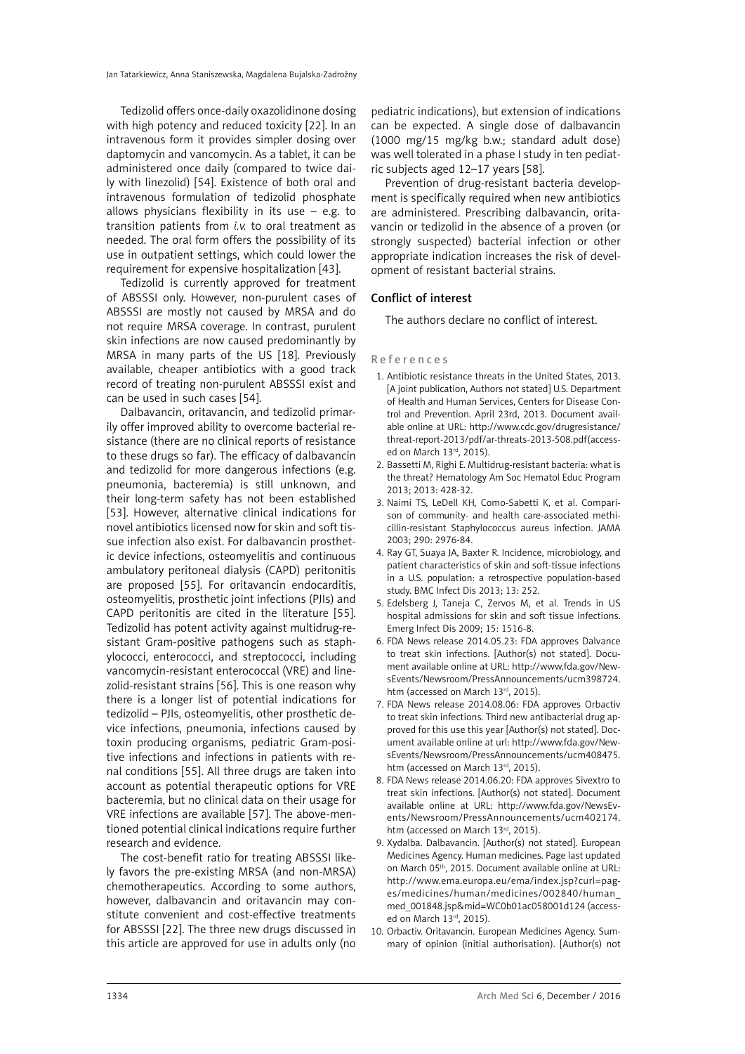Tedizolid offers once-daily oxazolidinone dosing with high potency and reduced toxicity [22]. In an intravenous form it provides simpler dosing over daptomycin and vancomycin. As a tablet, it can be administered once daily (compared to twice daily with linezolid) [54]. Existence of both oral and intravenous formulation of tedizolid phosphate allows physicians flexibility in its use – e.g. to transition patients from *i.v.* to oral treatment as needed. The oral form offers the possibility of its use in outpatient settings, which could lower the requirement for expensive hospitalization [43].

Tedizolid is currently approved for treatment of ABSSSI only. However, non-purulent cases of ABSSSI are mostly not caused by MRSA and do not require MRSA coverage. In contrast, purulent skin infections are now caused predominantly by MRSA in many parts of the US [18]. Previously available, cheaper antibiotics with a good track record of treating non-purulent ABSSSI exist and can be used in such cases [54].

Dalbavancin, oritavancin, and tedizolid primarily offer improved ability to overcome bacterial resistance (there are no clinical reports of resistance to these drugs so far). The efficacy of dalbavancin and tedizolid for more dangerous infections (e.g. pneumonia, bacteremia) is still unknown, and their long-term safety has not been established [53]. However, alternative clinical indications for novel antibiotics licensed now for skin and soft tissue infection also exist. For dalbavancin prosthetic device infections, osteomyelitis and continuous ambulatory peritoneal dialysis (CAPD) peritonitis are proposed [55]. For oritavancin endocarditis, osteomyelitis, prosthetic joint infections (PJIs) and CAPD peritonitis are cited in the literature [55]. Tedizolid has potent activity against multidrug-resistant Gram-positive pathogens such as staphylococci, enterococci, and streptococci, including vancomycin-resistant enterococcal (VRE) and linezolid-resistant strains [56]. This is one reason why there is a longer list of potential indications for tedizolid – PJIs, osteomyelitis, other prosthetic device infections, pneumonia, infections caused by toxin producing organisms, pediatric Gram-positive infections and infections in patients with renal conditions [55]. All three drugs are taken into account as potential therapeutic options for VRE bacteremia, but no clinical data on their usage for VRE infections are available [57]. The above-mentioned potential clinical indications require further research and evidence.

The cost-benefit ratio for treating ABSSSI likely favors the pre-existing MRSA (and non-MRSA) chemotherapeutics. According to some authors, however, dalbavancin and oritavancin may constitute convenient and cost-effective treatments for ABSSSI [22]. The three new drugs discussed in this article are approved for use in adults only (no pediatric indications), but extension of indications can be expected. A single dose of dalbavancin (1000 mg/15 mg/kg b.w.; standard adult dose) was well tolerated in a phase I study in ten pediatric subjects aged 12–17 years [58].

Prevention of drug-resistant bacteria development is specifically required when new antibiotics are administered. Prescribing dalbavancin, oritavancin or tedizolid in the absence of a proven (or strongly suspected) bacterial infection or other appropriate indication increases the risk of development of resistant bacterial strains.

## Conflict of interest

The authors declare no conflict of interest.

## References

1. Antibiotic resistance threats in the United States, 2013. [A joint publication, Authors not stated] U.S. Department of Health and Human Services, Centers for Disease Control and Prevention. April 23rd, 2013. Document available online at URL: http://www.cdc.gov/drugresistance/threat-report-2013/pdf/ar-threats-2013-508.pdf(accessed on March 13rd, 2015).
2. Bassetti M, Righi E. Multidrug-resistant bacteria: what is the threat? Hematology Am Soc Hematol Educ Program 2013; 2013: 428-32.
3. Naimi TS, LeDell KH, Como-Sabetti K, et al. Comparison of community- and health care-associated methicillin-resistant Staphylococcus aureus infection. JAMA 2003; 290: 2976-84.
4. Ray GT, Suaya JA, Baxter R. Incidence, microbiology, and patient characteristics of skin and soft-tissue infections in a U.S. population: a retrospective population-based study. BMC Infect Dis 2013; 13: 252.
5. Edelsberg J, Taneja C, Zervos M, et al. Trends in US hospital admissions for skin and soft tissue infections. Emerg Infect Dis 2009; 15: 1516-8.
6. FDA News release 2014.05.23: FDA approves Dalvance to treat skin infections. [Author(s) not stated]. Document available online at URL: http://www.fda.gov/NewsEvents/Newsroom/PressAnnouncements/ucm398724.htm (accessed on March 13rd, 2015).
7. FDA News release 2014.08.06: FDA approves Orbactiv to treat skin infections. Third new antibacterial drug approved for this use this year [Author(s) not stated]. Document available online at url: http://www.fda.gov/NewsEvents/Newsroom/PressAnnouncements/ucm408475.htm (accessed on March 13rd, 2015).
8. FDA News release 2014.06.20: FDA approves Sivextro to treat skin infections. [Author(s) not stated]. Document available online at URL: http://www.fda.gov/NewsEvents/Newsroom/PressAnnouncements/ucm402174.htm (accessed on March 13rd, 2015).
9. Xydalba. Dalbavancin. [Author(s) not stated]. European Medicines Agency. Human medicines. Page last updated on March 05th, 2015. Document available online at URL: http://www.ema.europa.eu/ema/index.jsp?curl=pages/medicines/human/medicines/002840/human_med_001848.jsp&mid=WC0b01ac058001d124 (accessed on March 13rd, 2015).
10. Orbactiv. Oritavancin. European Medicines Agency. Summary of opinion (initial authorisation). [Author(s) not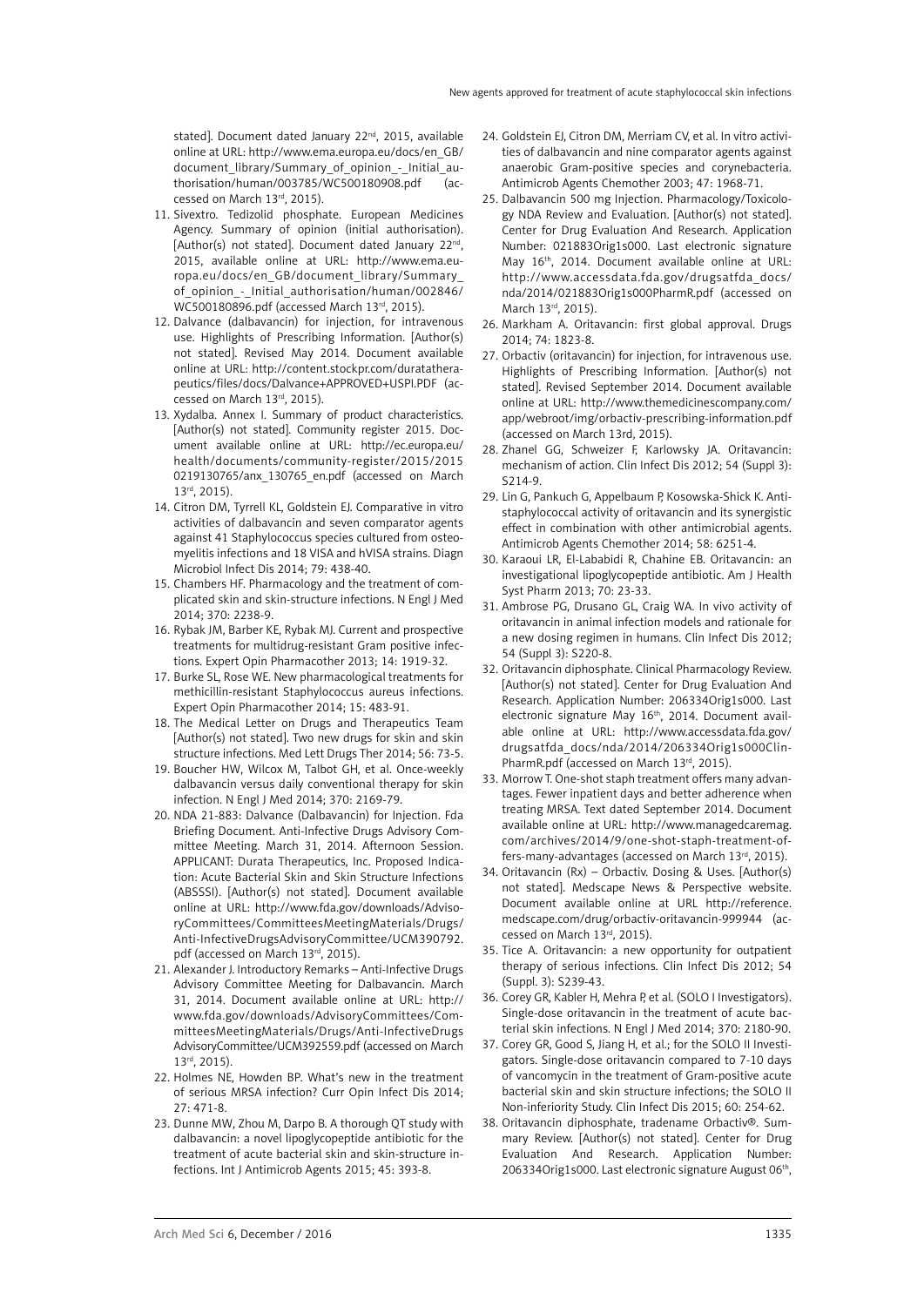stated]. Document dated January 22nd, 2015, available online at URL: http://www.ema.europa.eu/docs/en_GB/document_library/Summary_of_opinion_-_Initial_authorisation/human/003785/WC500180908.pdf (accessed on March 13rd, 2015).

11. Sivextro. Tedizolid phosphate. European Medicines Agency. Summary of opinion (initial authorisation). [Author(s) not stated]. Document dated January 22nd, 2015, available online at URL: http://www.ema.europa.eu/docs/en_GB/document_library/Summary_of_opinion_-_Initial_authorisation/human/002846/WC500180896.pdf (accessed March 13rd, 2015).
12. Dalvance (dalbavancin) for injection, for intravenous use. Highlights of Prescribing Information. [Author(s) not stated]. Revised May 2014. Document available online at URL: http://content.stockpr.com/duratatherapeutics/files/docs/Dalvance+APPROVED+USPI.PDF (accessed on March 13rd, 2015).
13. Xydalba. Annex I. Summary of product characteristics. [Author(s) not stated]. Community register 2015. Document available online at URL: http://ec.europa.eu/health/documents/community-register/2015/20150219130765/anx_130765_en.pdf (accessed on March 13rd, 2015).
14. Citron DM, Tyrrell KL, Goldstein EJ. Comparative in vitro activities of dalbavancin and seven comparator agents against 41 Staphylococcus species cultured from osteomyelitis infections and 18 VISA and hVISA strains. Diagn Microbiol Infect Dis 2014; 79: 438-40.
15. Chambers HF. Pharmacology and the treatment of complicated skin and skin-structure infections. N Engl J Med 2014; 370: 2238-9.
16. Rybak JM, Barber KE, Rybak MJ. Current and prospective treatments for multidrug-resistant Gram positive infections. Expert Opin Pharmacother 2013; 14: 1919-32.
17. Burke SL, Rose WE. New pharmacological treatments for methicillin-resistant Staphylococcus aureus infections. Expert Opin Pharmacother 2014; 15: 483-91.
18. The Medical Letter on Drugs and Therapeutics Team [Author(s) not stated]. Two new drugs for skin and skin structure infections. Med Lett Drugs Ther 2014; 56: 73-5.
19. Boucher HW, Wilcox M, Talbot GH, et al. Once-weekly dalbavancin versus daily conventional therapy for skin infection. N Engl J Med 2014; 370: 2169-79.
20. NDA 21-883: Dalvance (Dalbavancin) for Injection. Fda Briefing Document. Anti-Infective Drugs Advisory Committee Meeting. March 31, 2014. Afternoon Session. APPLICANT: Durata Therapeutics, Inc. Proposed Indication: Acute Bacterial Skin and Skin Structure Infections (ABSSSI). [Author(s) not stated]. Document available online at URL: http://www.fda.gov/downloads/AdvisoryCommittees/CommitteesMeetingMaterials/Drugs/Anti-InfectiveDrugsAdvisoryCommittee/UCM390792.pdf (accessed on March 13rd, 2015).
21. Alexander J. Introductory Remarks – Anti-Infective Drugs Advisory Committee Meeting for Dalbavancin. March 31, 2014. Document available online at URL: http://www.fda.gov/downloads/AdvisoryCommittees/CommitteesMeetingMaterials/Drugs/Anti-InfectiveDrugsAdvisoryCommittee/UCM392559.pdf (accessed on March 13rd, 2015).
22. Holmes NE, Howden BP. What's new in the treatment of serious MRSA infection? Curr Opin Infect Dis 2014; 27: 471-8.
23. Dunne MW, Zhou M, Darpo B. A thorough QT study with dalbavancin: a novel lipoglycopeptide antibiotic for the treatment of acute bacterial skin and skin-structure infections. Int J Antimicrob Agents 2015; 45: 393-8.
24. Goldstein EJ, Citron DM, Merriam CV, et al. In vitro activities of dalbavancin and nine comparator agents against anaerobic Gram-positive species and corynebacteria. Antimicrob Agents Chemother 2003; 47: 1968-71.
25. Dalbavancin 500 mg Injection. Pharmacology/Toxicology NDA Review and Evaluation. [Author(s) not stated]. Center for Drug Evaluation And Research. Application Number: 021883Orig1s000. Last electronic signature May 16th, 2014. Document available online at URL: http://www.accessdata.fda.gov/drugsatfda_docs/nda/2014/021883Orig1s000PharmR.pdf (accessed on March 13rd, 2015).
26. Markham A. Oritavancin: first global approval. Drugs 2014; 74: 1823-8.
27. Orbactiv (oritavancin) for injection, for intravenous use. Highlights of Prescribing Information. [Author(s) not stated]. Revised September 2014. Document available online at URL: http://www.themedicinescompany.com/app/webroot/img/orbactiv-prescribing-information.pdf (accessed on March 13rd, 2015).
28. Zhanel GG, Schweizer F, Karlowsky JA. Oritavancin: mechanism of action. Clin Infect Dis 2012; 54 (Suppl 3): S214-9.
29. Lin G, Pankuch G, Appelbaum P, Kosowska-Shick K. Antistaphylococcal activity of oritavancin and its synergistic effect in combination with other antimicrobial agents. Antimicrob Agents Chemother 2014; 58: 6251-4.
30. Karaoui LR, El-Lababidi R, Chahine EB. Oritavancin: an investigational lipoglycopeptide antibiotic. Am J Health Syst Pharm 2013; 70: 23-33.
31. Ambrose PG, Drusano GL, Craig WA. In vivo activity of oritavancin in animal infection models and rationale for a new dosing regimen in humans. Clin Infect Dis 2012; 54 (Suppl 3): S220-8.
32. Oritavancin diphosphate. Clinical Pharmacology Review. [Author(s) not stated]. Center for Drug Evaluation And Research. Application Number: 206334Orig1s000. Last electronic signature May 16th, 2014. Document available online at URL: http://www.accessdata.fda.gov/drugsatfda_docs/nda/2014/206334Orig1s000ClinPharmR.pdf (accessed on March 13rd, 2015).
33. Morrow T. One-shot staph treatment offers many advantages. Fewer inpatient days and better adherence when treating MRSA. Text dated September 2014. Document available online at URL: http://www.managedcaremag.com/archives/2014/9/one-shot-staph-treatment-offers-many-advantages (accessed on March 13rd, 2015).
34. Oritavancin (Rx) – Orbactiv. Dosing & Uses. [Author(s) not stated]. Medscape News & Perspective website. Document available online at URL http://reference.medscape.com/drug/orbactiv-oritavancin-999944 (accessed on March 13rd, 2015).
35. Tice A. Oritavancin: a new opportunity for outpatient therapy of serious infections. Clin Infect Dis 2012; 54 (Suppl. 3): S239-43.
36. Corey GR, Kabler H, Mehra P, et al. (SOLO I Investigators). Single-dose oritavancin in the treatment of acute bacterial skin infections. N Engl J Med 2014; 370: 2180-90.
37. Corey GR, Good S, Jiang H, et al.; for the SOLO II Investigators. Single-dose oritavancin compared to 7-10 days of vancomycin in the treatment of Gram-positive acute bacterial skin and skin structure infections; the SOLO II Non-inferiority Study. Clin Infect Dis 2015; 60: 254-62.
38. Oritavancin diphosphate, tradename Orbactiv®. Summary Review. [Author(s) not stated]. Center for Drug Evaluation And Research. Application Number: 206334Orig1s000. Last electronic signature August 06th,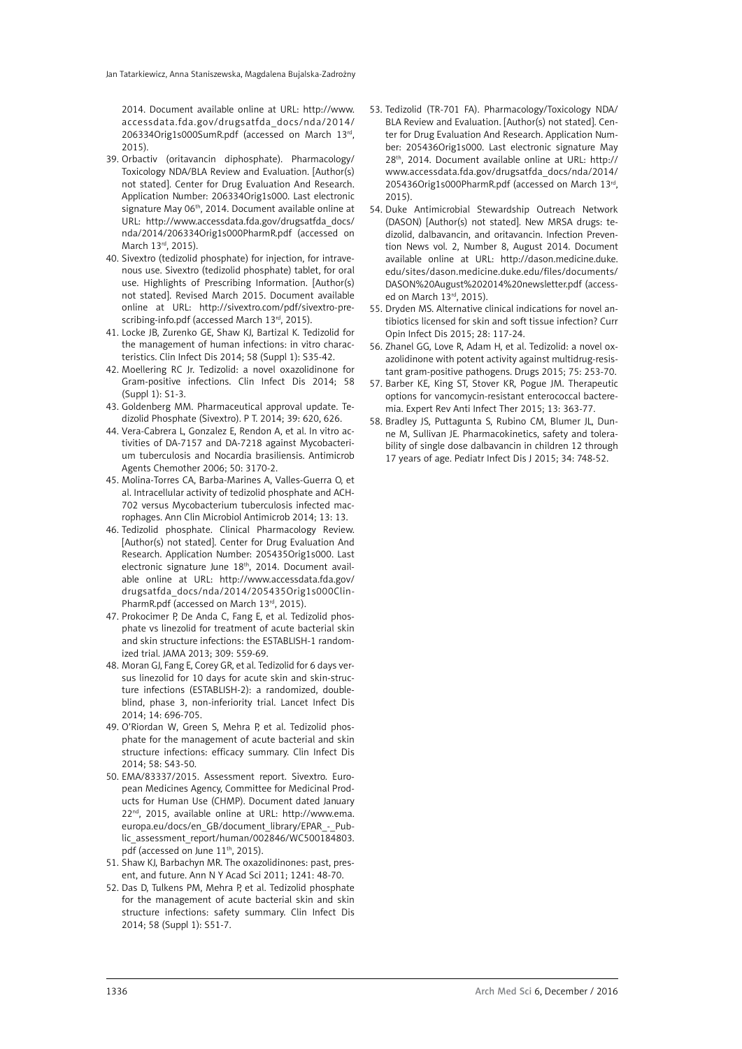2014. Document available online at URL: http://www.accessdata.fda.gov/drugsatfda_docs/nda/2014/206334Orig1s000SumR.pdf (accessed on March 13rd, 2015).

39. Orbactiv (oritavancin diphosphate). Pharmacology/Toxicology NDA/BLA Review and Evaluation. [Author(s) not stated]. Center for Drug Evaluation And Research. Application Number: 206334Orig1s000. Last electronic signature May 06th, 2014. Document available online at URL: http://www.accessdata.fda.gov/drugsatfda_docs/nda/2014/206334Orig1s000PharmR.pdf (accessed on March 13rd, 2015).
40. Sivextro (tedizolid phosphate) for injection, for intravenous use. Sivextro (tedizolid phosphate) tablet, for oral use. Highlights of Prescribing Information. [Author(s) not stated]. Revised March 2015. Document available online at URL: http://sivextro.com/pdf/sivextro-prescribing-info.pdf (accessed March 13rd, 2015).
41. Locke JB, Zurenko GE, Shaw KJ, Bartizal K. Tedizolid for the management of human infections: in vitro characteristics. Clin Infect Dis 2014; 58 (Suppl 1): S35-42.
42. Moellering RC Jr. Tedizolid: a novel oxazolidinone for Gram-positive infections. Clin Infect Dis 2014; 58 (Suppl 1): S1-3.
43. Goldenberg MM. Pharmaceutical approval update. Tedizolid Phosphate (Sivextro). P T. 2014; 39: 620, 626.
44. Vera-Cabrera L, Gonzalez E, Rendon A, et al. In vitro activities of DA-7157 and DA-7218 against Mycobacterium tuberculosis and Nocardia brasiliensis. Antimicrob Agents Chemother 2006; 50: 3170-2.
45. Molina-Torres CA, Barba-Marines A, Valles-Guerra O, et al. Intracellular activity of tedizolid phosphate and ACH-702 versus Mycobacterium tuberculosis infected macrophages. Ann Clin Microbiol Antimicrob 2014; 13: 13.
46. Tedizolid phosphate. Clinical Pharmacology Review. [Author(s) not stated]. Center for Drug Evaluation And Research. Application Number: 205435Orig1s000. Last electronic signature June 18th, 2014. Document available online at URL: http://www.accessdata.fda.gov/drugsatfda_docs/nda/2014/205435Orig1s000ClinPharmR.pdf (accessed on March 13rd, 2015).
47. Prokocimer P, De Anda C, Fang E, et al. Tedizolid phosphate vs linezolid for treatment of acute bacterial skin and skin structure infections: the ESTABLISH-1 randomized trial. JAMA 2013; 309: 559-69.
48. Moran GJ, Fang E, Corey GR, et al. Tedizolid for 6 days versus linezolid for 10 days for acute skin and skin-structure infections (ESTABLISH-2): a randomized, double-blind, phase 3, non-inferiority trial. Lancet Infect Dis 2014; 14: 696-705.
49. O'Riordan W, Green S, Mehra P, et al. Tedizolid phosphate for the management of acute bacterial and skin structure infections: efficacy summary. Clin Infect Dis 2014; 58: S43-50.
50. EMA/83337/2015. Assessment report. Sivextro. European Medicines Agency, Committee for Medicinal Products for Human Use (CHMP). Document dated January 22nd, 2015, available online at URL: http://www.ema.europa.eu/docs/en_GB/document_library/EPAR_-_Public_assessment_report/human/002846/WC500184803.pdf (accessed on June 11th, 2015).
51. Shaw KJ, Barbachyn MR. The oxazolidinones: past, present, and future. Ann N Y Acad Sci 2011; 1241: 48-70.
52. Das D, Tulkens PM, Mehra P, et al. Tedizolid phosphate for the management of acute bacterial skin and skin structure infections: safety summary. Clin Infect Dis 2014; 58 (Suppl 1): S51-7.
53. Tedizolid (TR-701 FA). Pharmacology/Toxicology NDA/BLA Review and Evaluation. [Author(s) not stated]. Center for Drug Evaluation And Research. Application Number: 205436Orig1s000. Last electronic signature May 28th, 2014. Document available online at URL: http://www.accessdata.fda.gov/drugsatfda_docs/nda/2014/205436Orig1s000PharmR.pdf (accessed on March 13rd, 2015).
54. Duke Antimicrobial Stewardship Outreach Network (DASON) [Author(s) not stated]. New MRSA drugs: tedizolid, dalbavancin, and oritavancin. Infection Prevention News vol. 2, Number 8, August 2014. Document available online at URL: http://dason.medicine.duke.edu/sites/dason.medicine.duke.edu/files/documents/DASON%20August%202014%20newsletter.pdf (accessed on March 13rd, 2015).
55. Dryden MS. Alternative clinical indications for novel antibiotics licensed for skin and soft tissue infection? Curr Opin Infect Dis 2015; 28: 117-24.
56. Zhanel GG, Love R, Adam H, et al. Tedizolid: a novel oxazolidinone with potent activity against multidrug-resistant gram-positive pathogens. Drugs 2015; 75: 253-70.
57. Barber KE, King ST, Stover KR, Pogue JM. Therapeutic options for vancomycin-resistant enterococcal bacteremia. Expert Rev Anti Infect Ther 2015; 13: 363-77.
58. Bradley JS, Puttagunta S, Rubino CM, Blumer JL, Dunne M, Sullivan JE. Pharmacokinetics, safety and tolerability of single dose dalbavancin in children 12 through 17 years of age. Pediatr Infect Dis J 2015; 34: 748-52.